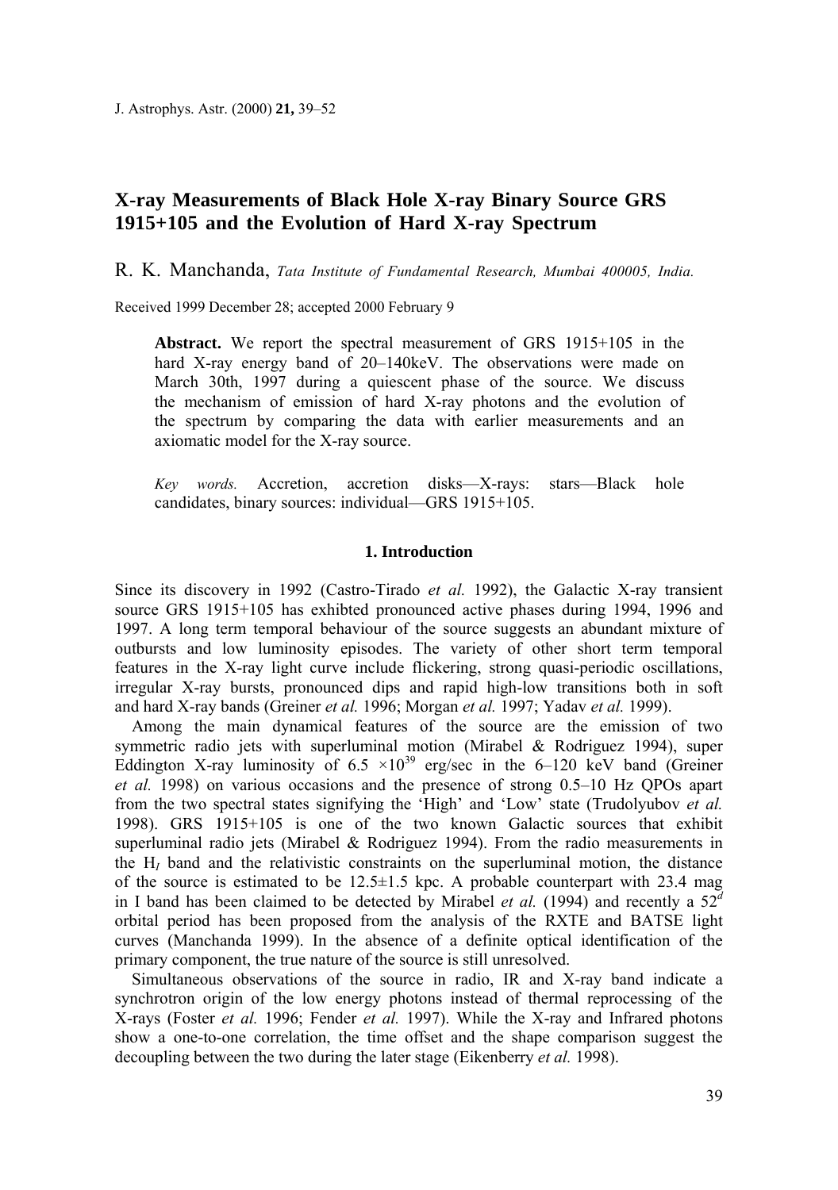# X-ray Measurements of Black Hole X-ray Binary Source GRS 1915+105 and the Evolution of Hard X-ray Spectrum

R. K. Manchanda, *Tata Institute of Fundamental Research, Mumbai 400005, India.*

Received 1999 December 28; accepted 2000 February 9

**Abstract.** We report the spectral measurement of GRS 1915+105 in the hard X-ray energy band of 20–140keV. The observations were made on March 30th, 1997 during a quiescent phase of the source. We discuss the mechanism of emission of hard X-ray photons and the evolution of the spectrum by comparing the data with earlier measurements and an axiomatic model for the X-ray source.

*Key words.* Accretion, accretion disks—X-rays: stars—Black hole candidates, binary sources: individual—GRS 1915+105.

## 1. Introduction

Since its discovery in 1992 (Castro-Tirado *et al.* 1992), the Galactic X-ray transient source GRS 1915+105 has exhibted pronounced active phases during 1994, 1996 and 1997. A long term temporal behaviour of the source suggests an abundant mixture of outbursts and low luminosity episodes. The variety of other short term temporal features in the X-ray light curve include flickering, strong quasi-periodic oscillations, irregular X-ray bursts, pronounced dips and rapid high-low transitions both in soft and hard X-ray bands (Greiner *et al.* 1996; Morgan *et al.* 1997; Yadav *et al.* 1999).

Among the main dynamical features of the source are the emission of two symmetric radio jets with superluminal motion (Mirabel & Rodriguez 1994), super Eddington X-ray luminosity of $6.5 \times 10^{39}$ erg/sec in the 6–120 keV band (Greiner *et al.* 1998) on various occasions and the presence of strong 0.5–10 Hz QPOs apart from the two spectral states signifying the 'High' and 'Low' state (Trudolyubov *et al.* 1998). GRS 1915+105 is one of the two known Galactic sources that exhibit superluminal radio jets (Mirabel & Rodriguez 1994). From the radio measurements in the $H_I$ band and the relativistic constraints on the superluminal motion, the distance of the source is estimated to be 12.5±1.5 kpc. A probable counterpart with 23.4 mag in I band has been claimed to be detected by Mirabel *et al.* (1994) and recently a $52^d$ orbital period has been proposed from the analysis of the RXTE and BATSE light curves (Manchanda 1999). In the absence of a definite optical identification of the primary component, the true nature of the source is still unresolved.

Simultaneous observations of the source in radio, IR and X-ray band indicate a synchrotron origin of the low energy photons instead of thermal reprocessing of the X-rays (Foster *et al.* 1996; Fender *et al.* 1997). While the X-ray and Infrared photons show a one-to-one correlation, the time offset and the shape comparison suggest the decoupling between the two during the later stage (Eikenberry *et al.* 1998).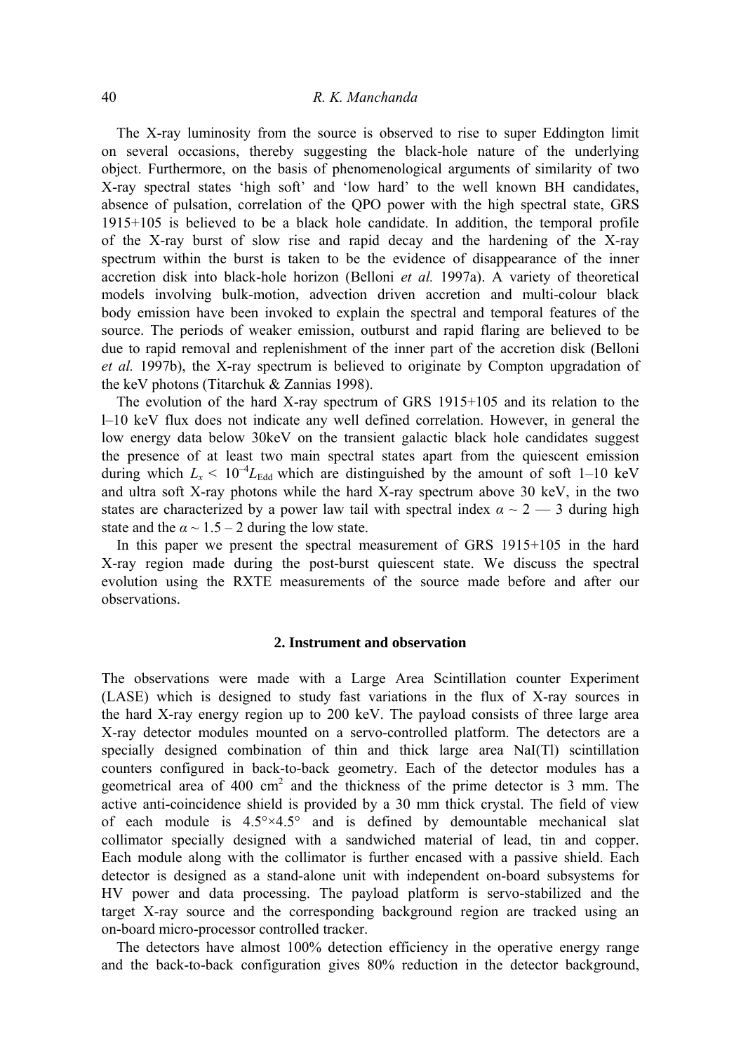The X-ray luminosity from the source is observed to rise to super Eddington limit on several occasions, thereby suggesting the black-hole nature of the underlying object. Furthermore, on the basis of phenomenological arguments of similarity of two X-ray spectral states 'high soft' and 'low hard' to the well known BH candidates, absence of pulsation, correlation of the QPO power with the high spectral state, GRS 1915+105 is believed to be a black hole candidate. In addition, the temporal profile of the X-ray burst of slow rise and rapid decay and the hardening of the X-ray spectrum within the burst is taken to be the evidence of disappearance of the inner accretion disk into black-hole horizon (Belloni *et al.* 1997a). A variety of theoretical models involving bulk-motion, advection driven accretion and multi-colour black body emission have been invoked to explain the spectral and temporal features of the source. The periods of weaker emission, outburst and rapid flaring are believed to be due to rapid removal and replenishment of the inner part of the accretion disk (Belloni *et al.* 1997b), the X-ray spectrum is believed to originate by Compton upgradation of the keV photons (Titarchuk & Zannias 1998).

The evolution of the hard X-ray spectrum of GRS 1915+105 and its relation to the l–10 keV flux does not indicate any well defined correlation. However, in general the low energy data below 30keV on the transient galactic black hole candidates suggest the presence of at least two main spectral states apart from the quiescent emission during which $L_x < 10^{-4} L_{\mathrm{Edd}}$ which are distinguished by the amount of soft 1–10 keV and ultra soft X-ray photons while the hard X-ray spectrum above 30 keV, in the two states are characterized by a power law tail with spectral index $\alpha \sim 2$ — 3 during high state and the $\alpha \sim 1.5 - 2$ during the low state.

In this paper we present the spectral measurement of GRS 1915+105 in the hard X-ray region made during the post-burst quiescent state. We discuss the spectral evolution using the RXTE measurements of the source made before and after our observations.

## 2. Instrument and observation

The observations were made with a Large Area Scintillation counter Experiment (LASE) which is designed to study fast variations in the flux of X-ray sources in the hard X-ray energy region up to 200 keV. The payload consists of three large area X-ray detector modules mounted on a servo-controlled platform. The detectors are a specially designed combination of thin and thick large area NaI(Tl) scintillation counters configured in back-to-back geometry. Each of the detector modules has a geometrical area of 400 cm$^2$ and the thickness of the prime detector is 3 mm. The active anti-coincidence shield is provided by a 30 mm thick crystal. The field of view of each module is 4.5°×4.5° and is defined by demountable mechanical slat collimator specially designed with a sandwiched material of lead, tin and copper. Each module along with the collimator is further encased with a passive shield. Each detector is designed as a stand-alone unit with independent on-board subsystems for HV power and data processing. The payload platform is servo-stabilized and the target X-ray source and the corresponding background region are tracked using an on-board micro-processor controlled tracker.

The detectors have almost 100% detection efficiency in the operative energy range and the back-to-back configuration gives 80% reduction in the detector background,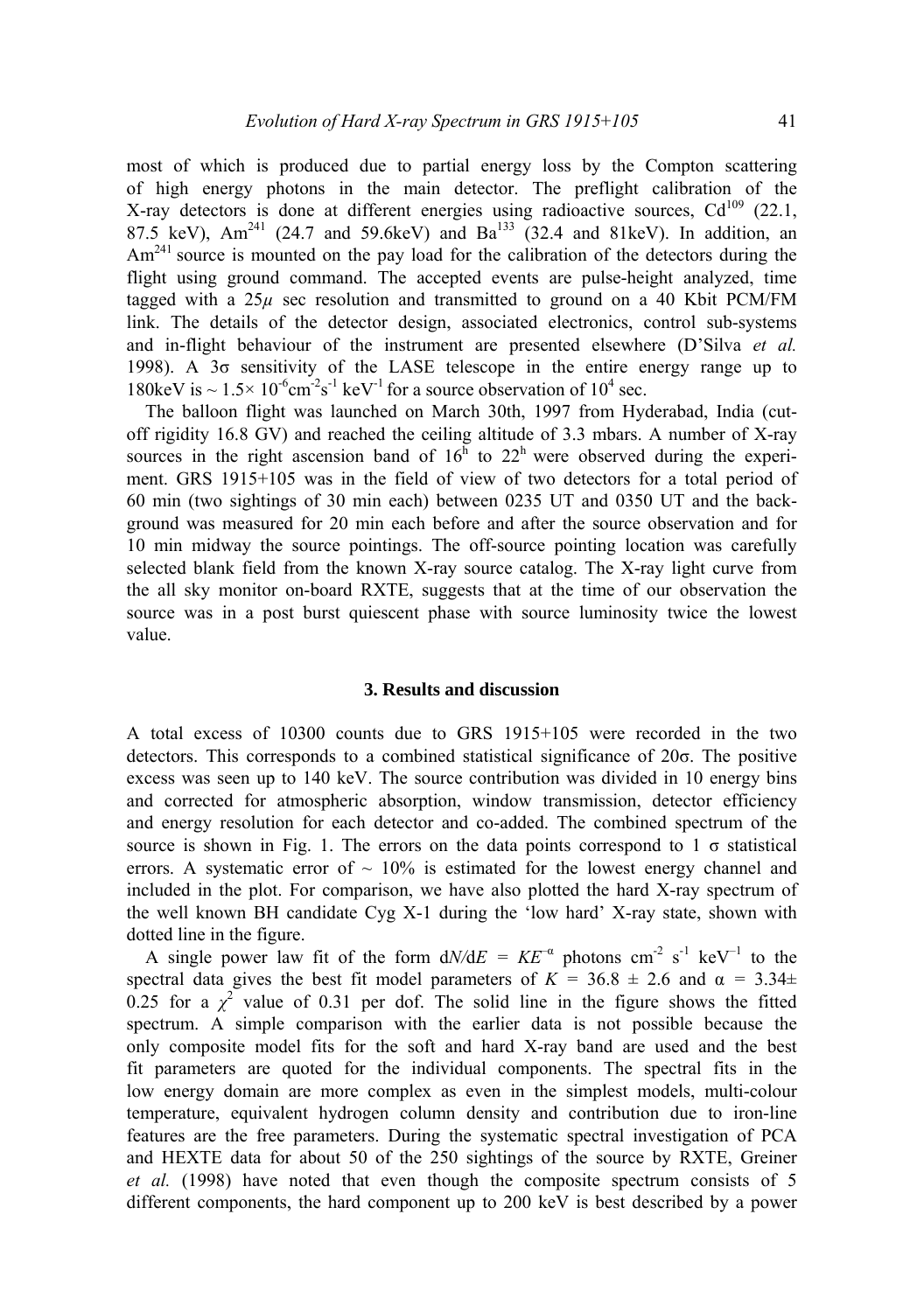most of which is produced due to partial energy loss by the Compton scattering of high energy photons in the main detector. The preflight calibration of the X-ray detectors is done at different energies using radioactive sources, $Cd^{109}$ (22.1, 87.5 keV), $Am^{241}$ (24.7 and 59.6keV) and $Ba^{133}$ (32.4 and 81keV). In addition, an $Am^{241}$ source is mounted on the pay load for the calibration of the detectors during the flight using ground command. The accepted events are pulse-height analyzed, time tagged with a $25\mu$ sec resolution and transmitted to ground on a 40 Kbit PCM/FM link. The details of the detector design, associated electronics, control sub-systems and in-flight behaviour of the instrument are presented elsewhere (D'Silva *et al.* 1998). A $3\sigma$ sensitivity of the LASE telescope in the entire energy range up to 180keV is $\sim 1.5\times 10^{-6}$cm$^{-2}$s$^{-1}$ keV$^{-1}$ for a source observation of $10^4$ sec.

The balloon flight was launched on March 30th, 1997 from Hyderabad, India (cut-off rigidity 16.8 GV) and reached the ceiling altitude of 3.3 mbars. A number of X-ray sources in the right ascension band of $16^h$ to $22^h$ were observed during the experiment. GRS 1915+105 was in the field of view of two detectors for a total period of 60 min (two sightings of 30 min each) between 0235 UT and 0350 UT and the background was measured for 20 min each before and after the source observation and for 10 min midway the source pointings. The off-source pointing location was carefully selected blank field from the known X-ray source catalog. The X-ray light curve from the all sky monitor on-board RXTE, suggests that at the time of our observation the source was in a post burst quiescent phase with source luminosity twice the lowest value.

## 3. Results and discussion

A total excess of 10300 counts due to GRS 1915+105 were recorded in the two detectors. This corresponds to a combined statistical significance of $20\sigma$. The positive excess was seen up to 140 keV. The source contribution was divided in 10 energy bins and corrected for atmospheric absorption, window transmission, detector efficiency and energy resolution for each detector and co-added. The combined spectrum of the source is shown in Fig. 1. The errors on the data points correspond to 1 $\sigma$ statistical errors. A systematic error of $\sim$ 10% is estimated for the lowest energy channel and included in the plot. For comparison, we have also plotted the hard X-ray spectrum of the well known BH candidate Cyg X-1 during the 'low hard' X-ray state, shown with dotted line in the figure.

A single power law fit of the form $dN/dE = KE^{-\alpha}$ photons cm$^{-2}$ s$^{-1}$ keV$^{-1}$ to the spectral data gives the best fit model parameters of $K = 36.8 \pm 2.6$ and $\alpha = 3.34 \pm 0.25$ for a $\chi^2$ value of 0.31 per dof. The solid line in the figure shows the fitted spectrum. A simple comparison with the earlier data is not possible because the only composite model fits for the soft and hard X-ray band are used and the best fit parameters are quoted for the individual components. The spectral fits in the low energy domain are more complex as even in the simplest models, multi-colour temperature, equivalent hydrogen column density and contribution due to iron-line features are the free parameters. During the systematic spectral investigation of PCA and HEXTE data for about 50 of the 250 sightings of the source by RXTE, Greiner *et al.* (1998) have noted that even though the composite spectrum consists of 5 different components, the hard component up to 200 keV is best described by a power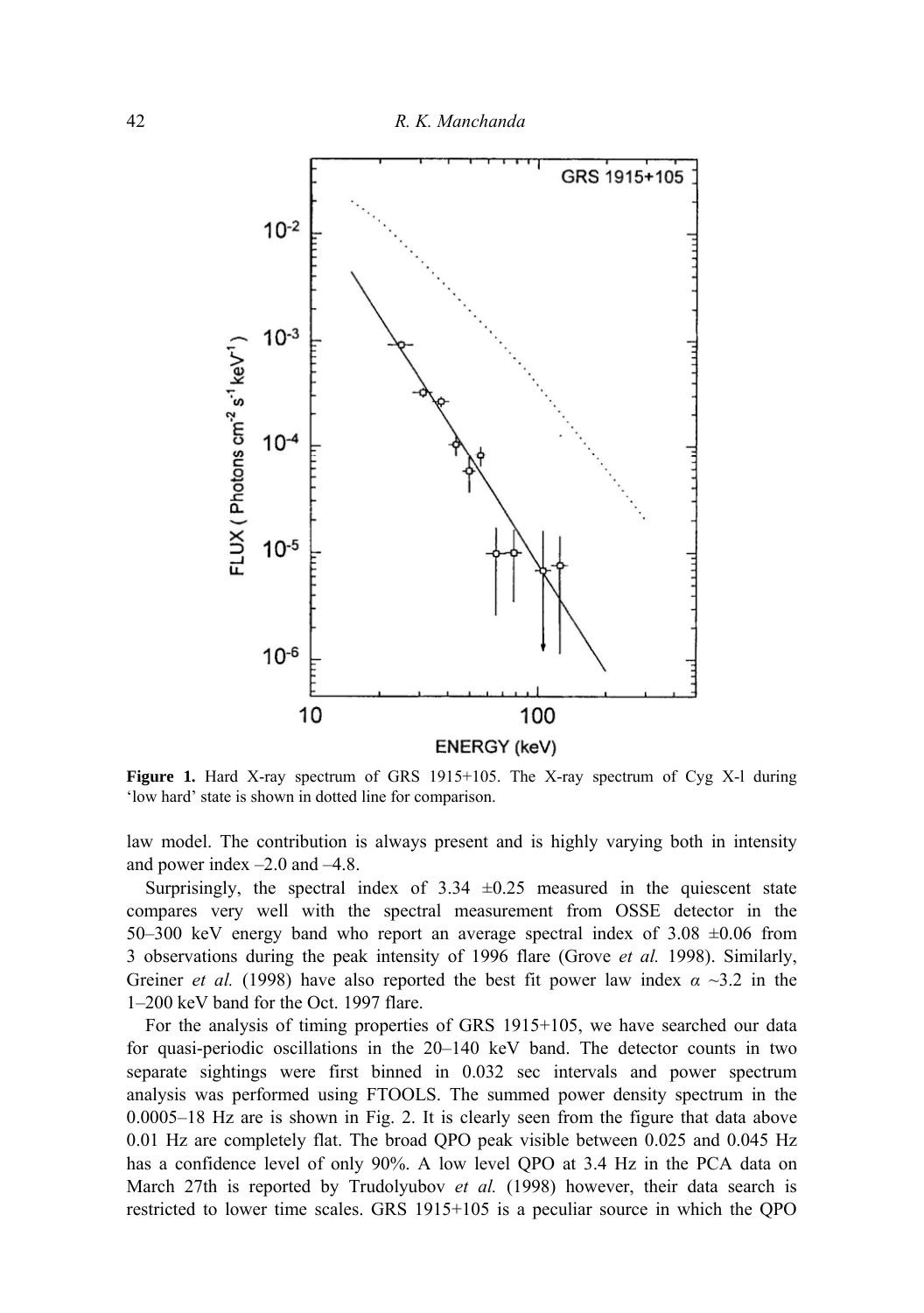**Figure 1.** Hard X-ray spectrum of GRS 1915+105. The X-ray spectrum of Cyg X-l during 'low hard' state is shown in dotted line for comparison.

law model. The contribution is always present and is highly varying both in intensity and power index –2.0 and –4.8.

Surprisingly, the spectral index of 3.34 ±0.25 measured in the quiescent state compares very well with the spectral measurement from OSSE detector in the 50–300 keV energy band who report an average spectral index of 3.08 ±0.06 from 3 observations during the peak intensity of 1996 flare (Grove *et al.* 1998). Similarly, Greiner *et al.* (1998) have also reported the best fit power law index $\alpha$ ~3.2 in the 1–200 keV band for the Oct. 1997 flare.

For the analysis of timing properties of GRS 1915+105, we have searched our data for quasi-periodic oscillations in the 20–140 keV band. The detector counts in two separate sightings were first binned in 0.032 sec intervals and power spectrum analysis was performed using FTOOLS. The summed power density spectrum in the 0.0005–18 Hz are is shown in Fig. 2. It is clearly seen from the figure that data above 0.01 Hz are completely flat. The broad QPO peak visible between 0.025 and 0.045 Hz has a confidence level of only 90%. A low level QPO at 3.4 Hz in the PCA data on March 27th is reported by Trudolyubov *et al.* (1998) however, their data search is restricted to lower time scales. GRS 1915+105 is a peculiar source in which the QPO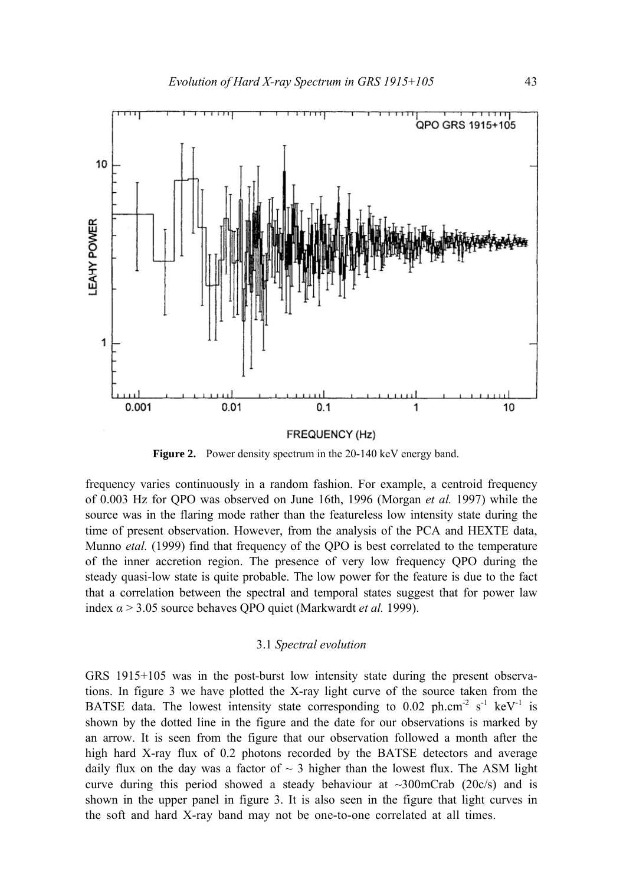**Figure 2.** Power density spectrum in the 20-140 keV energy band.

frequency varies continuously in a random fashion. For example, a centroid frequency of 0.003 Hz for QPO was observed on June 16th, 1996 (Morgan *et al.* 1997) while the source was in the flaring mode rather than the featureless low intensity state during the time of present observation. However, from the analysis of the PCA and HEXTE data, Munno *etal.* (1999) find that frequency of the QPO is best correlated to the temperature of the inner accretion region. The presence of very low frequency QPO during the steady quasi-low state is quite probable. The low power for the feature is due to the fact that a correlation between the spectral and temporal states suggest that for power law index $\alpha > 3.05$ source behaves QPO quiet (Markwardt *et al.* 1999).

### 3.1 *Spectral evolution*

GRS 1915+105 was in the post-burst low intensity state during the present observations. In figure 3 we have plotted the X-ray light curve of the source taken from the BATSE data. The lowest intensity state corresponding to 0.02 ph.cm$^{-2}$ s$^{-1}$ keV$^{-1}$ is shown by the dotted line in the figure and the date for our observations is marked by an arrow. It is seen from the figure that our observation followed a month after the high hard X-ray flux of 0.2 photons recorded by the BATSE detectors and average daily flux on the day was a factor of $\sim 3$ higher than the lowest flux. The ASM light curve during this period showed a steady behaviour at ~300mCrab (20c/s) and is shown in the upper panel in figure 3. It is also seen in the figure that light curves in the soft and hard X-ray band may not be one-to-one correlated at all times.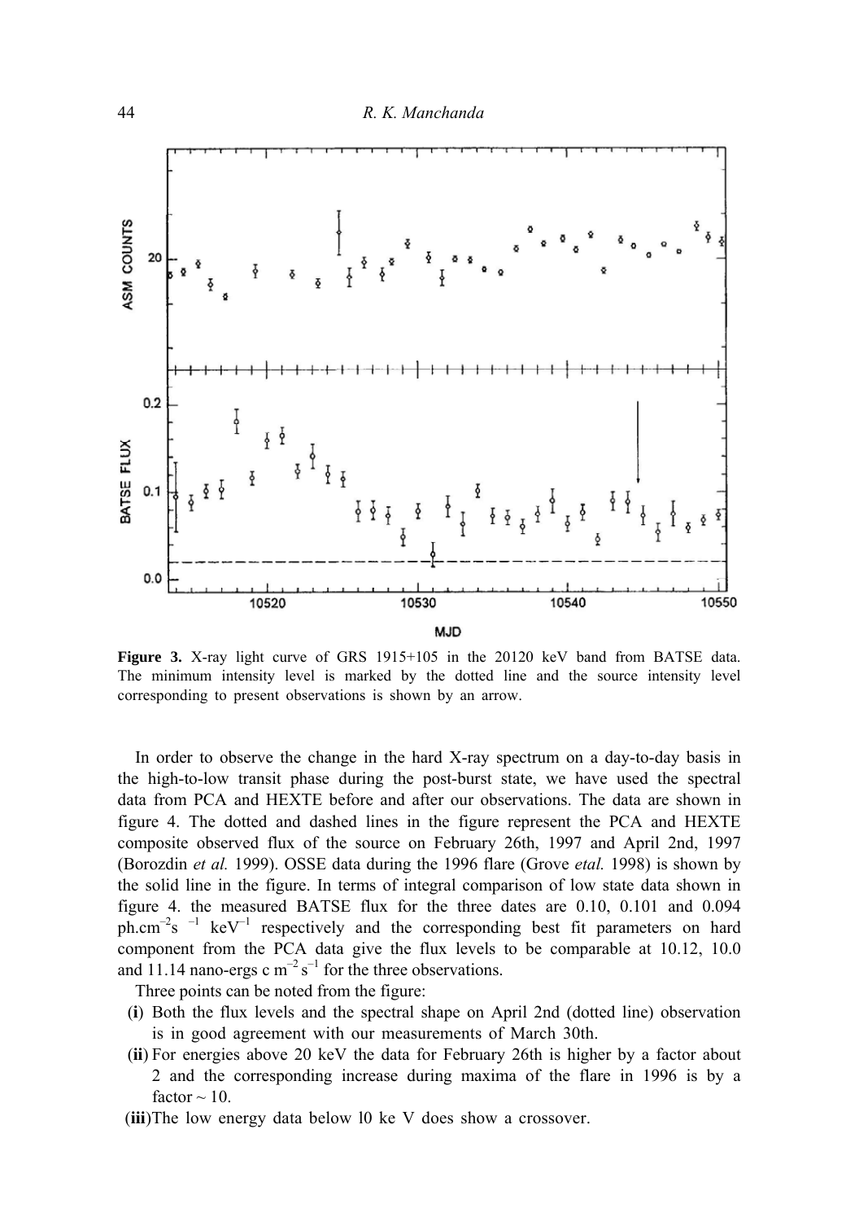**Figure 3.** X-ray light curve of GRS 1915+105 in the 20120 keV band from BATSE data. The minimum intensity level is marked by the dotted line and the source intensity level corresponding to present observations is shown by an arrow.

In order to observe the change in the hard X-ray spectrum on a day-to-day basis in the high-to-low transit phase during the post-burst state, we have used the spectral data from PCA and HEXTE before and after our observations. The data are shown in figure 4. The dotted and dashed lines in the figure represent the PCA and HEXTE composite observed flux of the source on February 26th, 1997 and April 2nd, 1997 (Borozdin *et al.* 1999). OSSE data during the 1996 flare (Grove *etal.* 1998) is shown by the solid line in the figure. In terms of integral comparison of low state data shown in figure 4. the measured BATSE flux for the three dates are 0.10, 0.101 and 0.094 ph.cm$^{-2}$s $^{-1}$ keV$^{-1}$ respectively and the corresponding best fit parameters on hard component from the PCA data give the flux levels to be comparable at 10.12, 10.0 and 11.14 nano-ergs c m$^{-2}$ s$^{-1}$ for the three observations.

Three points can be noted from the figure:

**(i)** Both the flux levels and the spectral shape on April 2nd (dotted line) observation is in good agreement with our measurements of March 30th.

**(ii)** For energies above 20 keV the data for February 26th is higher by a factor about 2 and the corresponding increase during maxima of the flare in 1996 is by a factor ~ 10.

**(iii)** The low energy data below l0 ke V does show a crossover.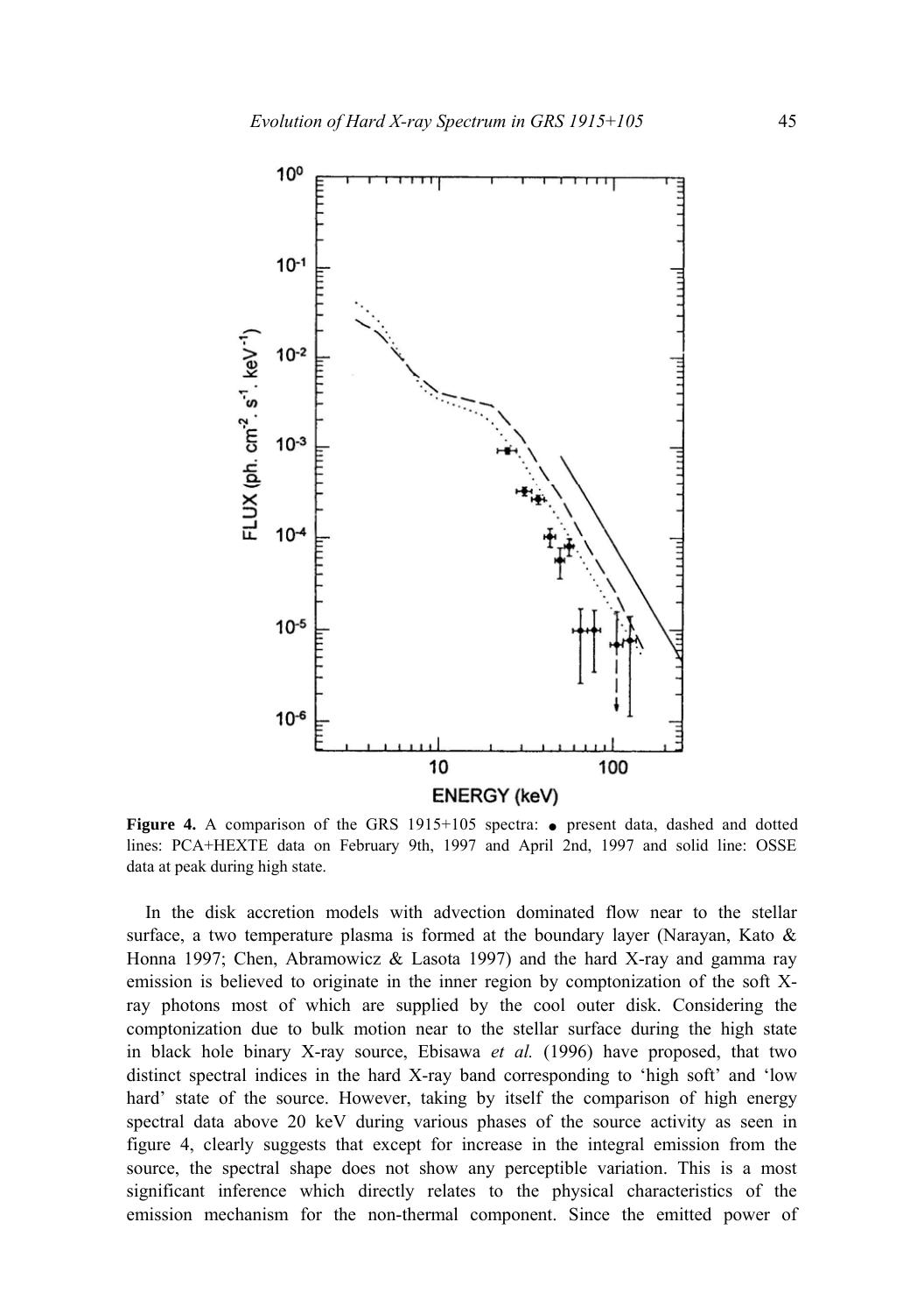**Figure 4.** A comparison of the GRS 1915+105 spectra: ● present data, dashed and dotted lines: PCA+HEXTE data on February 9th, 1997 and April 2nd, 1997 and solid line: OSSE data at peak during high state.

In the disk accretion models with advection dominated flow near to the stellar surface, a two temperature plasma is formed at the boundary layer (Narayan, Kato & Honna 1997; Chen, Abramowicz & Lasota 1997) and the hard X-ray and gamma ray emission is believed to originate in the inner region by comptonization of the soft X-ray photons most of which are supplied by the cool outer disk. Considering the comptonization due to bulk motion near to the stellar surface during the high state in black hole binary X-ray source, Ebisawa *et al.* (1996) have proposed, that two distinct spectral indices in the hard X-ray band corresponding to 'high soft' and 'low hard' state of the source. However, taking by itself the comparison of high energy spectral data above 20 keV during various phases of the source activity as seen in figure 4, clearly suggests that except for increase in the integral emission from the source, the spectral shape does not show any perceptible variation. This is a most significant inference which directly relates to the physical characteristics of the emission mechanism for the non-thermal component. Since the emitted power of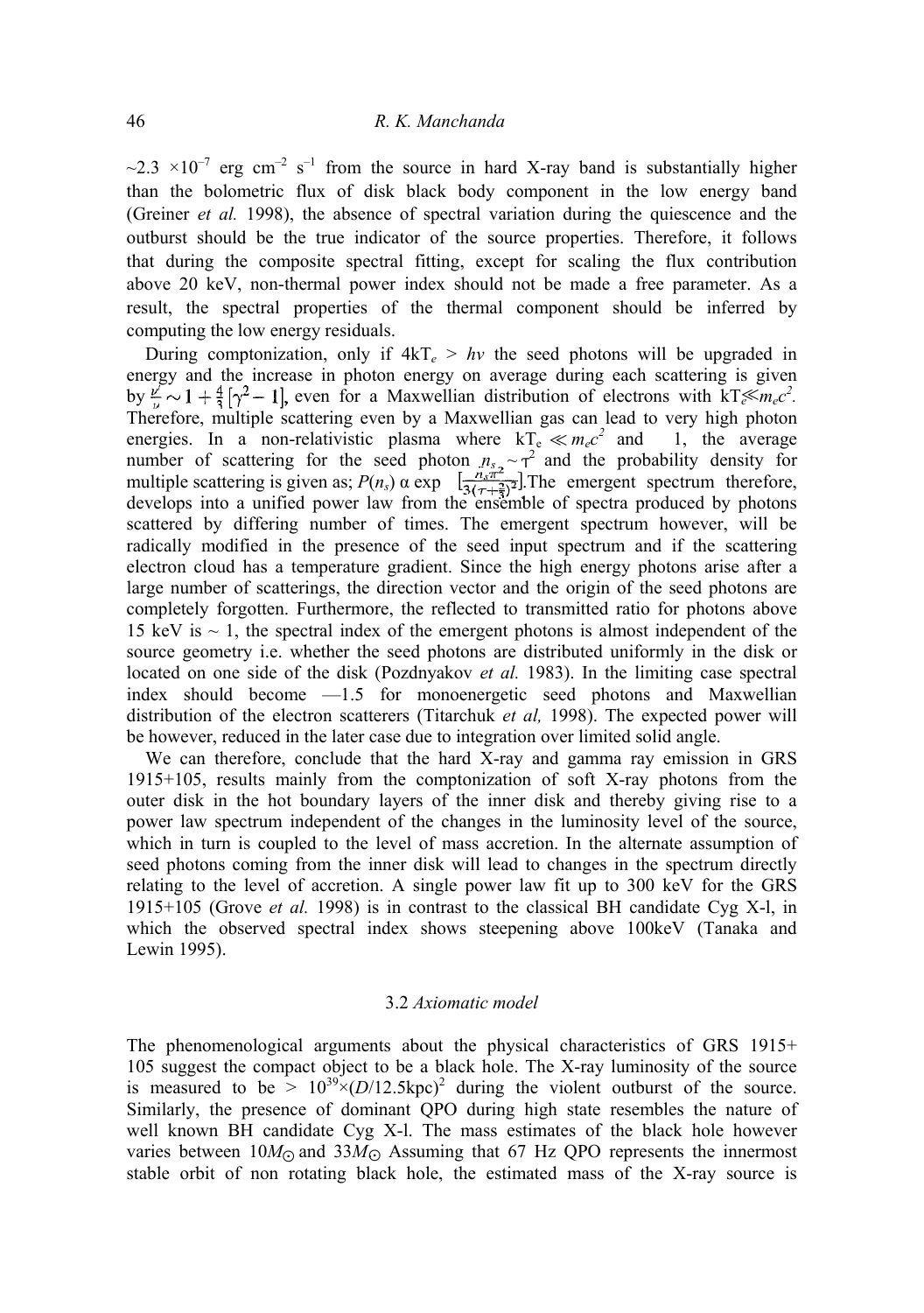~2.3 $\times 10^{-7}$ erg cm$^{-2}$ s$^{-1}$ from the source in hard X-ray band is substantially higher than the bolometric flux of disk black body component in the low energy band (Greiner *et al.* 1998), the absence of spectral variation during the quiescence and the outburst should be the true indicator of the source properties. Therefore, it follows that during the composite spectral fitting, except for scaling the flux contribution above 20 keV, non-thermal power index should not be made a free parameter. As a result, the spectral properties of the thermal component should be inferred by computing the low energy residuals.

During comptonization, only if $4kT_e > h\nu$ the seed photons will be upgraded in energy and the increase in photon energy on average during each scattering is given by $\frac{\nu'}{\nu} \sim 1 + \frac{4}{3}\left[\gamma^2 - 1\right]$, even for a Maxwellian distribution of electrons with $kT_e \ll m_e c^2$. Therefore, multiple scattering even by a Maxwellian gas can lead to very high photon energies. In a non-relativistic plasma where $kT_e \ll m_e c^2$ and 1, the average number of scattering for the seed photon $n_s \sim \tau^2$ and the probability density for multiple scattering is given as; $P(n_s)$ α exp $\left[\frac{n_s \pi^2}{3(\tau + \frac{2}{3})^2}\right]$.The emergent spectrum therefore, develops into a unified power law from the ensemble of spectra produced by photons scattered by differing number of times. The emergent spectrum however, will be radically modified in the presence of the seed input spectrum and if the scattering electron cloud has a temperature gradient. Since the high energy photons arise after a large number of scatterings, the direction vector and the origin of the seed photons are completely forgotten. Furthermore, the reflected to transmitted ratio for photons above 15 keV is ~ 1, the spectral index of the emergent photons is almost independent of the source geometry i.e. whether the seed photons are distributed uniformly in the disk or located on one side of the disk (Pozdnyakov *et al.* 1983). In the limiting case spectral index should become —1.5 for monoenergetic seed photons and Maxwellian distribution of the electron scatterers (Titarchuk *et al,* 1998). The expected power will be however, reduced in the later case due to integration over limited solid angle.

We can therefore, conclude that the hard X-ray and gamma ray emission in GRS 1915+105, results mainly from the comptonization of soft X-ray photons from the outer disk in the hot boundary layers of the inner disk and thereby giving rise to a power law spectrum independent of the changes in the luminosity level of the source, which in turn is coupled to the level of mass accretion. In the alternate assumption of seed photons coming from the inner disk will lead to changes in the spectrum directly relating to the level of accretion. A single power law fit up to 300 keV for the GRS 1915+105 (Grove *et al.* 1998) is in contrast to the classical BH candidate Cyg X-l, in which the observed spectral index shows steepening above 100keV (Tanaka and Lewin 1995).

### 3.2 *Axiomatic model*

The phenomenological arguments about the physical characteristics of GRS 1915+ 105 suggest the compact object to be a black hole. The X-ray luminosity of the source is measured to be > $10^{39} \times (D/12.5\text{kpc})^2$ during the violent outburst of the source. Similarly, the presence of dominant QPO during high state resembles the nature of well known BH candidate Cyg X-l. The mass estimates of the black hole however varies between $10M_\odot$ and $33M_\odot$ Assuming that 67 Hz QPO represents the innermost stable orbit of non rotating black hole, the estimated mass of the X-ray source is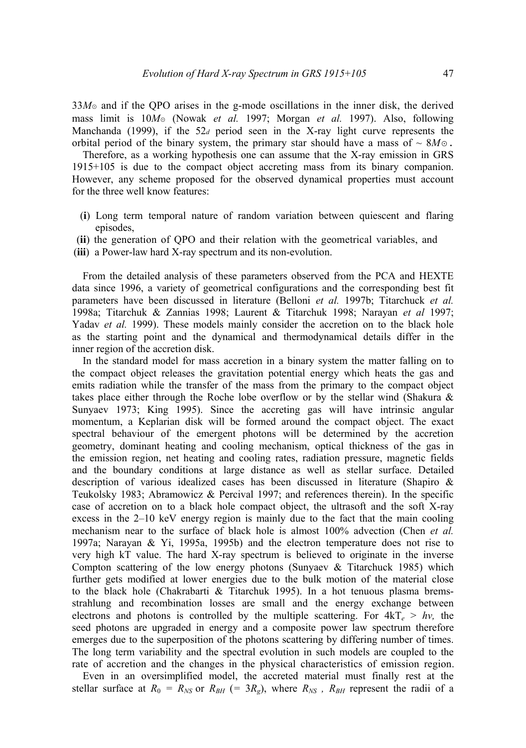$33M_\odot$ and if the QPO arises in the g-mode oscillations in the inner disk, the derived mass limit is $10M_\odot$ (Nowak *et al.* 1997; Morgan *et al.* 1997). Also, following Manchanda (1999), if the $52_d$ period seen in the X-ray light curve represents the orbital period of the binary system, the primary star should have a mass of $\sim 8M_\odot$.

Therefore, as a working hypothesis one can assume that the X-ray emission in GRS 1915+105 is due to the compact object accreting mass from its binary companion. However, any scheme proposed for the observed dynamical properties must account for the three well know features:

(**i**) Long term temporal nature of random variation between quiescent and flaring episodes,

(**ii**) the generation of QPO and their relation with the geometrical variables, and

(**iii**) a Power-law hard X-ray spectrum and its non-evolution.

From the detailed analysis of these parameters observed from the PCA and HEXTE data since 1996, a variety of geometrical configurations and the corresponding best fit parameters have been discussed in literature (Belloni *et al.* 1997b; Titarchuck *et al.* 1998a; Titarchuk & Zannias 1998; Laurent & Titarchuk 1998; Narayan *et al* 1997; Yadav *et al.* 1999). These models mainly consider the accretion on to the black hole as the starting point and the dynamical and thermodynamical details differ in the inner region of the accretion disk.

In the standard model for mass accretion in a binary system the matter falling on to the compact object releases the gravitation potential energy which heats the gas and emits radiation while the transfer of the mass from the primary to the compact object takes place either through the Roche lobe overflow or by the stellar wind (Shakura & Sunyaev 1973; King 1995). Since the accreting gas will have intrinsic angular momentum, a Keplarian disk will be formed around the compact object. The exact spectral behaviour of the emergent photons will be determined by the accretion geometry, dominant heating and cooling mechanism, optical thickness of the gas in the emission region, net heating and cooling rates, radiation pressure, magnetic fields and the boundary conditions at large distance as well as stellar surface. Detailed description of various idealized cases has been discussed in literature (Shapiro & Teukolsky 1983; Abramowicz & Percival 1997; and references therein). In the specific case of accretion on to a black hole compact object, the ultrasoft and the soft X-ray excess in the 2–10 keV energy region is mainly due to the fact that the main cooling mechanism near to the surface of black hole is almost 100% advection (Chen *et al.* 1997a; Narayan & Yi, 1995a, 1995b) and the electron temperature does not rise to very high kT value. The hard X-ray spectrum is believed to originate in the inverse Compton scattering of the low energy photons (Sunyaev & Titarchuck 1985) which further gets modified at lower energies due to the bulk motion of the material close to the black hole (Chakrabarti & Titarchuk 1995). In a hot tenuous plasma bremsstrahlung and recombination losses are small and the energy exchange between electrons and photons is controlled by the multiple scattering. For $4kT_e > h\nu$, the seed photons are upgraded in energy and a composite power law spectrum therefore emerges due to the superposition of the photons scattering by differing number of times. The long term variability and the spectral evolution in such models are coupled to the rate of accretion and the changes in the physical characteristics of emission region.

Even in an oversimplified model, the accreted material must finally rest at the stellar surface at $R_0 = R_{NS}$ or $R_{BH}$ ($= 3R_g$), where $R_{NS}$ , $R_{BH}$ represent the radii of a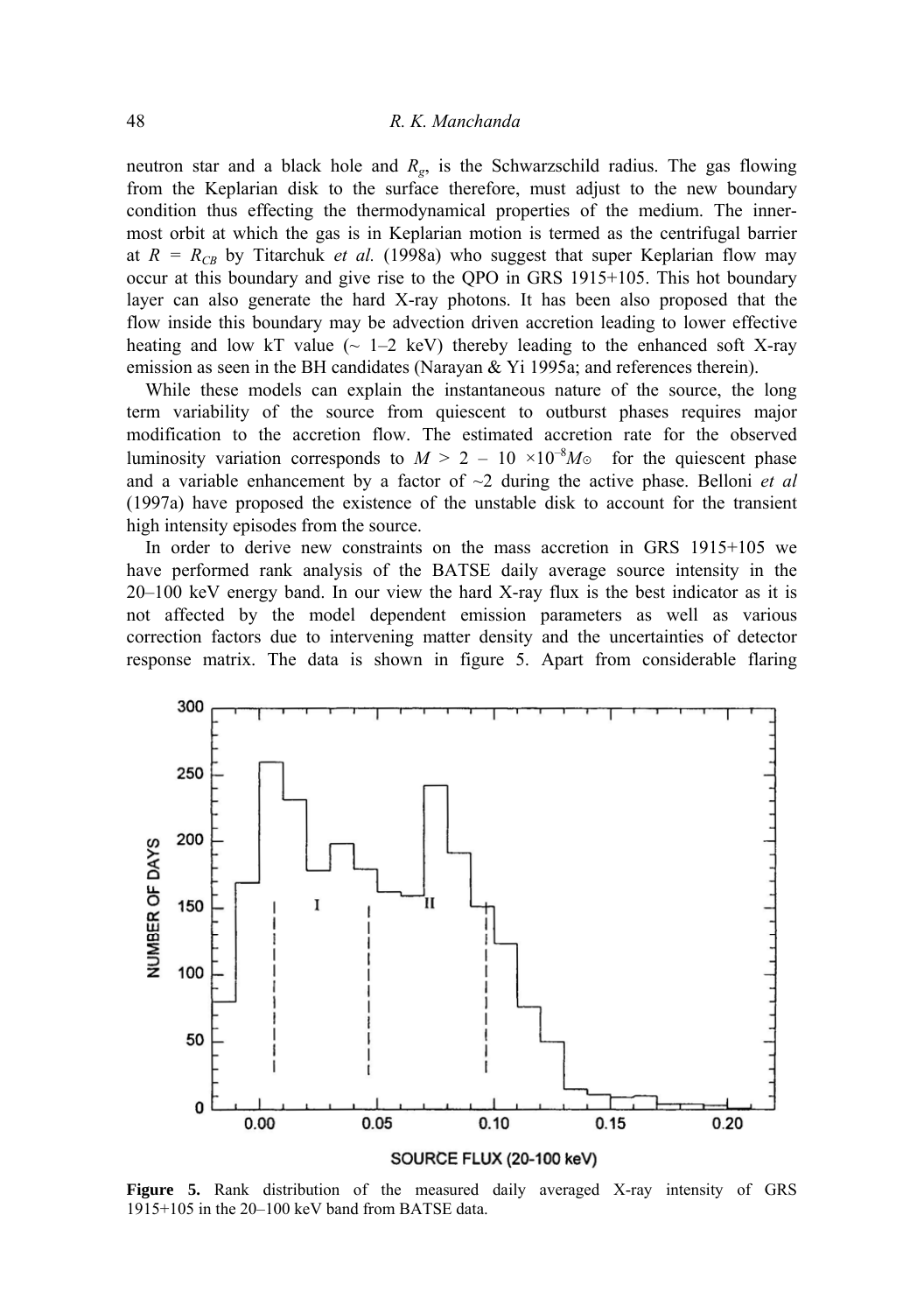neutron star and a black hole and $R_g$, is the Schwarzschild radius. The gas flowing from the Keplarian disk to the surface therefore, must adjust to the new boundary condition thus effecting the thermodynamical properties of the medium. The inner-most orbit at which the gas is in Keplarian motion is termed as the centrifugal barrier at $R = R_{CB}$ by Titarchuk *et al.* (1998a) who suggest that super Keplarian flow may occur at this boundary and give rise to the QPO in GRS 1915+105. This hot boundary layer can also generate the hard X-ray photons. It has been also proposed that the flow inside this boundary may be advection driven accretion leading to lower effective heating and low kT value (~ 1–2 keV) thereby leading to the enhanced soft X-ray emission as seen in the BH candidates (Narayan & Yi 1995a; and references therein).

While these models can explain the instantaneous nature of the source, the long term variability of the source from quiescent to outburst phases requires major modification to the accretion flow. The estimated accretion rate for the observed luminosity variation corresponds to $M > 2 - 10 \times 10^{-8} M_\odot$ for the quiescent phase and a variable enhancement by a factor of ~2 during the active phase. Belloni *et al* (1997a) have proposed the existence of the unstable disk to account for the transient high intensity episodes from the source.

In order to derive new constraints on the mass accretion in GRS 1915+105 we have performed rank analysis of the BATSE daily average source intensity in the 20–100 keV energy band. In our view the hard X-ray flux is the best indicator as it is not affected by the model dependent emission parameters as well as various correction factors due to intervening matter density and the uncertainties of detector response matrix. The data is shown in figure 5. Apart from considerable flaring

**Figure 5.** Rank distribution of the measured daily averaged X-ray intensity of GRS 1915+105 in the 20–100 keV band from BATSE data.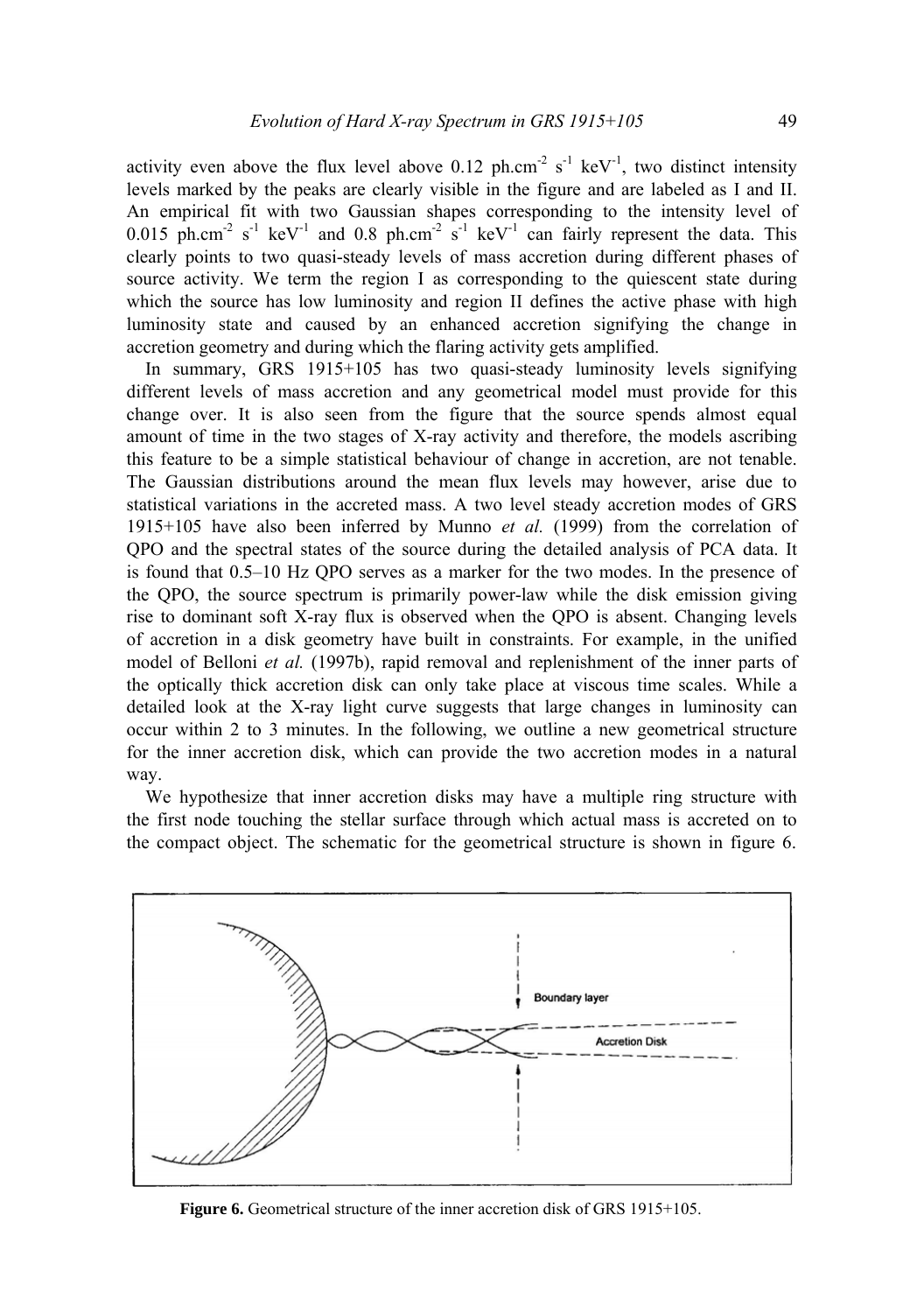activity even above the flux level above 0.12 ph.cm$^{-2}$ s$^{-1}$ keV$^{-1}$, two distinct intensity levels marked by the peaks are clearly visible in the figure and are labeled as I and II. An empirical fit with two Gaussian shapes corresponding to the intensity level of 0.015 ph.cm$^{-2}$ s$^{-1}$ keV$^{-1}$ and 0.8 ph.cm$^{-2}$ s$^{-1}$ keV$^{-1}$ can fairly represent the data. This clearly points to two quasi-steady levels of mass accretion during different phases of source activity. We term the region I as corresponding to the quiescent state during which the source has low luminosity and region II defines the active phase with high luminosity state and caused by an enhanced accretion signifying the change in accretion geometry and during which the flaring activity gets amplified.

In summary, GRS 1915+105 has two quasi-steady luminosity levels signifying different levels of mass accretion and any geometrical model must provide for this change over. It is also seen from the figure that the source spends almost equal amount of time in the two stages of X-ray activity and therefore, the models ascribing this feature to be a simple statistical behaviour of change in accretion, are not tenable. The Gaussian distributions around the mean flux levels may however, arise due to statistical variations in the accreted mass. A two level steady accretion modes of GRS 1915+105 have also been inferred by Munno *et al.* (1999) from the correlation of QPO and the spectral states of the source during the detailed analysis of PCA data. It is found that 0.5–10 Hz QPO serves as a marker for the two modes. In the presence of the QPO, the source spectrum is primarily power-law while the disk emission giving rise to dominant soft X-ray flux is observed when the QPO is absent. Changing levels of accretion in a disk geometry have built in constraints. For example, in the unified model of Belloni *et al.* (1997b), rapid removal and replenishment of the inner parts of the optically thick accretion disk can only take place at viscous time scales. While a detailed look at the X-ray light curve suggests that large changes in luminosity can occur within 2 to 3 minutes. In the following, we outline a new geometrical structure for the inner accretion disk, which can provide the two accretion modes in a natural way.

We hypothesize that inner accretion disks may have a multiple ring structure with the first node touching the stellar surface through which actual mass is accreted on to the compact object. The schematic for the geometrical structure is shown in figure 6.

**Figure 6.** Geometrical structure of the inner accretion disk of GRS 1915+105.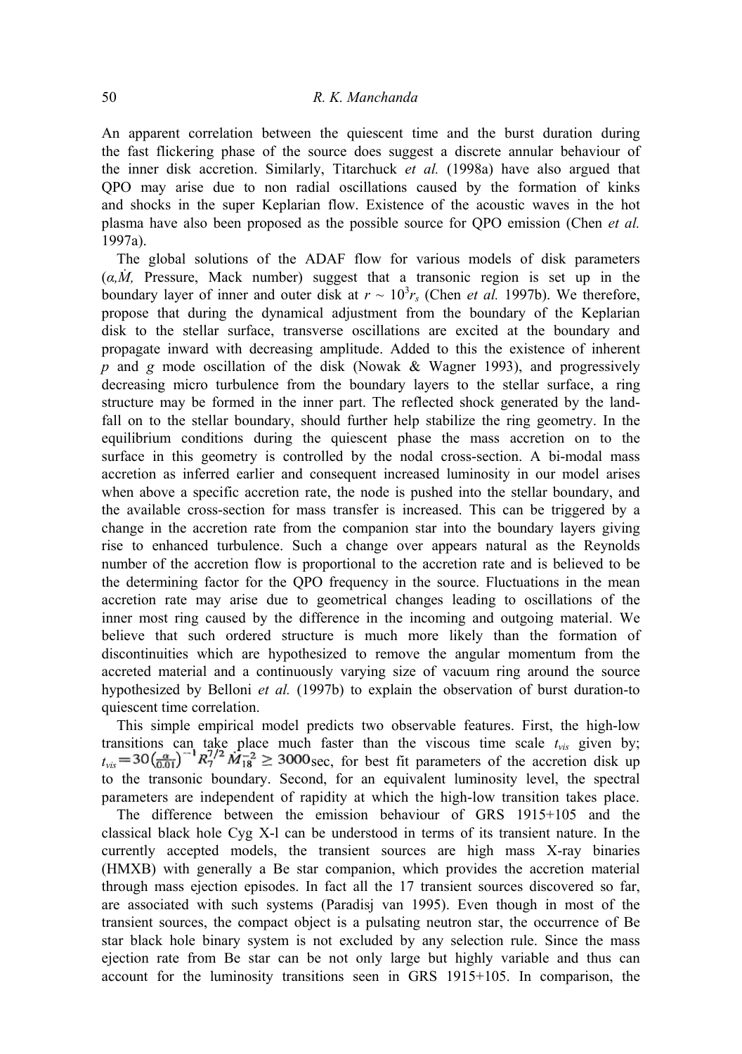An apparent correlation between the quiescent time and the burst duration during the fast flickering phase of the source does suggest a discrete annular behaviour of the inner disk accretion. Similarly, Titarchuck *et al.* (1998a) have also argued that QPO may arise due to non radial oscillations caused by the formation of kinks and shocks in the super Keplarian flow. Existence of the acoustic waves in the hot plasma have also been proposed as the possible source for QPO emission (Chen *et al.* 1997a).

The global solutions of the ADAF flow for various models of disk parameters ($\alpha, \dot{M}$, Pressure, Mack number) suggest that a transonic region is set up in the boundary layer of inner and outer disk at $r \sim 10^3 r_s$ (Chen *et al.* 1997b). We therefore, propose that during the dynamical adjustment from the boundary of the Keplarian disk to the stellar surface, transverse oscillations are excited at the boundary and propagate inward with decreasing amplitude. Added to this the existence of inherent *p* and *g* mode oscillation of the disk (Nowak & Wagner 1993), and progressively decreasing micro turbulence from the boundary layers to the stellar surface, a ring structure may be formed in the inner part. The reflected shock generated by the land-fall on to the stellar boundary, should further help stabilize the ring geometry. In the equilibrium conditions during the quiescent phase the mass accretion on to the surface in this geometry is controlled by the nodal cross-section. A bi-modal mass accretion as inferred earlier and consequent increased luminosity in our model arises when above a specific accretion rate, the node is pushed into the stellar boundary, and the available cross-section for mass transfer is increased. This can be triggered by a change in the accretion rate from the companion star into the boundary layers giving rise to enhanced turbulence. Such a change over appears natural as the Reynolds number of the accretion flow is proportional to the accretion rate and is believed to be the determining factor for the QPO frequency in the source. Fluctuations in the mean accretion rate may arise due to geometrical changes leading to oscillations of the inner most ring caused by the difference in the incoming and outgoing material. We believe that such ordered structure is much more likely than the formation of discontinuities which are hypothesized to remove the angular momentum from the accreted material and a continuously varying size of vacuum ring around the source hypothesized by Belloni *et al.* (1997b) to explain the observation of burst duration-to quiescent time correlation.

This simple empirical model predicts two observable features. First, the high-low transitions can take place much faster than the viscous time scale $t_{vis}$ given by; $t_{vis} = 30\left(\frac{\alpha}{0.01}\right)^{-1} R_7^{7/2} \dot{M}_{18}^{-2} \geq 3000$sec, for best fit parameters of the accretion disk up to the transonic boundary. Second, for an equivalent luminosity level, the spectral parameters are independent of rapidity at which the high-low transition takes place.

The difference between the emission behaviour of GRS 1915+105 and the classical black hole Cyg X-l can be understood in terms of its transient nature. In the currently accepted models, the transient sources are high mass X-ray binaries (HMXB) with generally a Be star companion, which provides the accretion material through mass ejection episodes. In fact all the 17 transient sources discovered so far, are associated with such systems (Paradisj van 1995). Even though in most of the transient sources, the compact object is a pulsating neutron star, the occurrence of Be star black hole binary system is not excluded by any selection rule. Since the mass ejection rate from Be star can be not only large but highly variable and thus can account for the luminosity transitions seen in GRS 1915+105. In comparison, the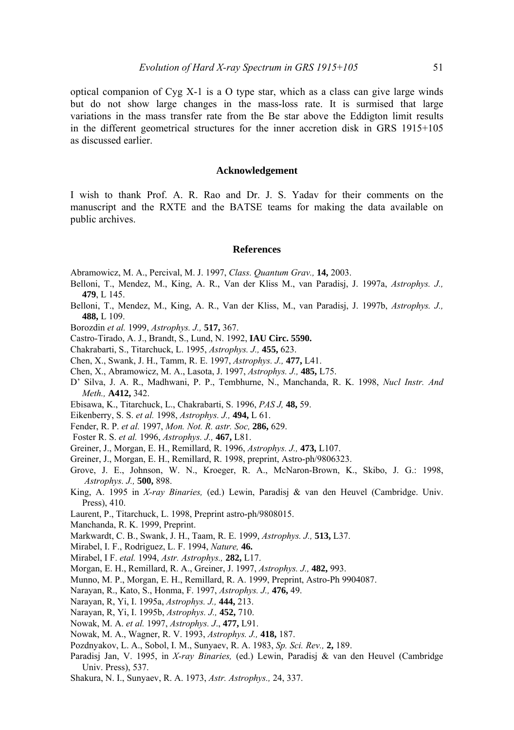optical companion of Cyg X-1 is a O type star, which as a class can give large winds but do not show large changes in the mass-loss rate. It is surmised that large variations in the mass transfer rate from the Be star above the Eddigton limit results in the different geometrical structures for the inner accretion disk in GRS 1915+105 as discussed earlier.

## Acknowledgement

I wish to thank Prof. A. R. Rao and Dr. J. S. Yadav for their comments on the manuscript and the RXTE and the BATSE teams for making the data available on public archives.

## References

Abramowicz, M. A., Percival, M. J. 1997, *Class. Quantum Grav.,* **14,** 2003.

Belloni, T., Mendez, M., King, A. R., Van der Kliss M., van Paradisj, J. 1997a, *Astrophys. J.,* **479**, L 145.

Belloni, T., Mendez, M., King, A. R., Van der Kliss, M., van Paradisj, J. 1997b, *Astrophys. J.,* **488,** L 109.

Borozdin *et al.* 1999, *Astrophys. J.,* **517,** 367.

Castro-Tirado, A. J., Brandt, S., Lund, N. 1992, **IAU Circ. 5590.**

Chakrabarti, S., Titarchuck, L. 1995, *Astrophys. J.,* **455,** 623.

Chen, X., Swank, J. H., Tamm, R. E. 1997, *Astrophys. J.,* **477,** L41.

Chen, X., Abramowicz, M. A., Lasota, J. 1997, *Astrophys. J.,* **485,** L75.

D' Silva, J. A. R., Madhwani, P. P., Tembhurne, N., Manchanda, R. K. 1998, *Nucl Instr. And Meth.,* **A412,** 342.

Ebisawa, K., Titarchuck, L., Chakrabarti, S. 1996, *PAS J,* **48,** 59.

Eikenberry, S. S. *et al.* 1998, *Astrophys. J.,* **494,** L 61.

Fender, R. P. *et al.* 1997, *Mon. Not. R. astr. Soc,* **286,** 629.

Foster R. S. *et al.* 1996, *Astrophys. J.,* **467,** L81.

Greiner, J., Morgan, E. H., Remillard, R. 1996, *Astrophys. J.,* **473,** L107.

Greiner, J., Morgan, E. H., Remillard, R. 1998, preprint, Astro-ph/9806323.

Grove, J. E., Johnson, W. N., Kroeger, R. A., McNaron-Brown, K., Skibo, J. G.: 1998, *Astrophys. J.,* **500,** 898.

King, A. 1995 in *X-ray Binaries,* (ed.) Lewin, Paradisj & van den Heuvel (Cambridge. Univ. Press), 410.

Laurent, P., Titarchuck, L. 1998, Preprint astro-ph/9808015.

Manchanda, R. K. 1999, Preprint.

Markwardt, C. B., Swank, J. H., Taam, R. E. 1999, *Astrophys. J.,* **513,** L37.

Mirabel, I. F., Rodriguez, L. F. 1994, *Nature,* **46.**

Mirabel, I F. *etal.* 1994, *Astr. Astrophys.,* **282,** L17.

Morgan, E. H., Remillard, R. A., Greiner, J. 1997, *Astrophys. J.,* **482,** 993.

Munno, M. P., Morgan, E. H., Remillard, R. A. 1999, Preprint, Astro-Ph 9904087.

Narayan, R., Kato, S., Honma, F. 1997, *Astrophys. J.,* **476,** 49.

Narayan, R, Yi, I. 1995a, *Astrophys. J.,* **444,** 213.

Narayan, R, Yi, I. 1995b, *Astrophys. J.,* **452,** 710.

Nowak, M. A. *et al.* 1997, *Astrophys. J*., **477,** L91.

Nowak, M. A., Wagner, R. V. 1993, *Astrophys. J.,* **418,** 187.

Pozdnyakov, L. A., Sobol, I. M., Sunyaev, R. A. 1983, *Sp. Sci. Rev.,* **2,** 189.

Paradisj Jan, V. 1995, in *X-ray Binaries,* (ed.) Lewin, Paradisj & van den Heuvel (Cambridge Univ. Press), 537.

Shakura, N. I., Sunyaev, R. A. 1973, *Astr. Astrophys.,* 24, 337.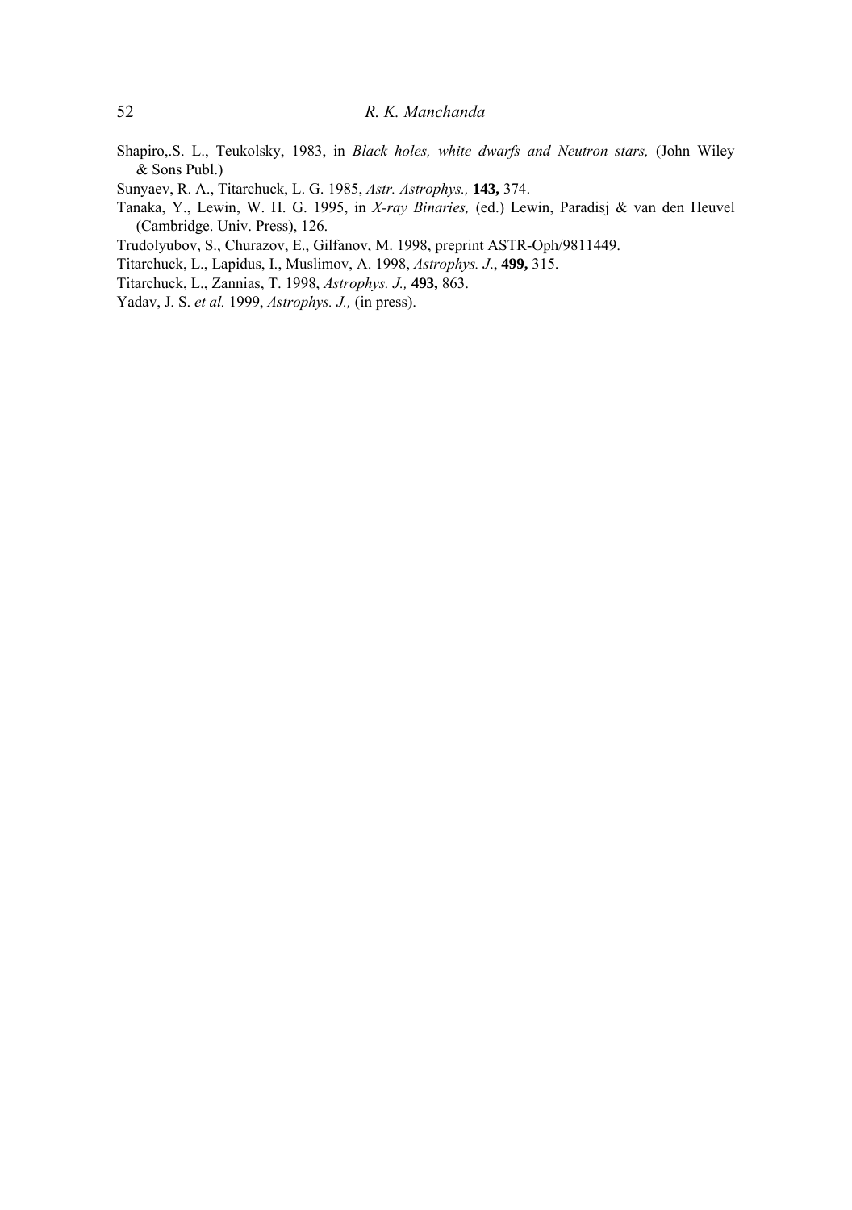Shapiro,.S. L., Teukolsky, 1983, in *Black holes, white dwarfs and Neutron stars,* (John Wiley & Sons Publ.)

Sunyaev, R. A., Titarchuck, L. G. 1985, *Astr. Astrophys.,* **143,** 374.

Tanaka, Y., Lewin, W. H. G. 1995, in *X-ray Binaries,* (ed.) Lewin, Paradisj & van den Heuvel (Cambridge. Univ. Press), 126.

Trudolyubov, S., Churazov, E., Gilfanov, M. 1998, preprint ASTR-Oph/9811449.

Titarchuck, L., Lapidus, I., Muslimov, A. 1998, *Astrophys. J.*, **499,** 315.

Titarchuck, L., Zannias, T. 1998, *Astrophys. J.,* **493,** 863.

Yadav, J. S. *et al.* 1999, *Astrophys. J.,* (in press).